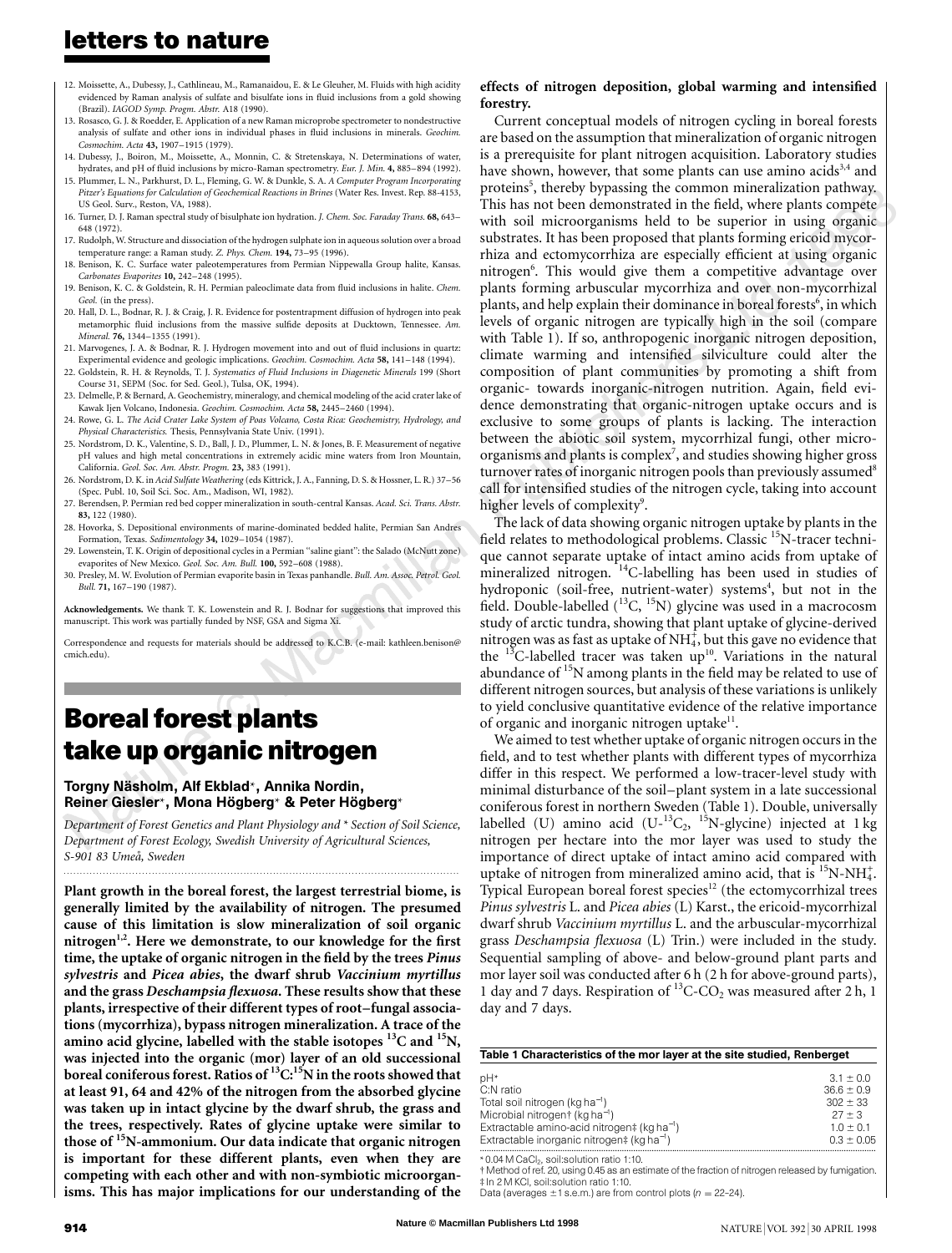12. Moissette, A., Dubessy, J., Cathlineau, M., Ramanaidou, E. & Le Gleuher, M. Fluids with high acidity evidenced by Raman analysis of sulfate and bisulfate ions in fluid inclusions from a gold showing (Brazil). *IAGOD Symp. Progm. Abstr.* A18 (1990).
13. Rosasco, G. J. & Roedder, E. Application of a new Raman microprobe spectrometer to nondestructive analysis of sulfate and other ions in individual phases in fluid inclusions in minerals. *Geochim. Cosmochim. Acta* **43,** 1907–1915 (1979).
14. Dubessy, J., Boiron, M., Moissette, A., Monnin, C. & Stretenskaya, N. Determinations of water, hydrates, and pH of fluid inclusions by micro-Raman spectrometry. *Eur. J. Min.* **4,** 885–894 (1992).
15. Plummer, L. N., Parkhurst, D. L., Fleming, G. W. & Dunkle, S. A. *A Computer Program Incorporating Pitzer's Equations for Calculation of Geochemical Reactions in Brines* (Water Res. Invest. Rep. 88-4153, US Geol. Surv., Reston, VA, 1988).
16. Turner, D. J. Raman spectral study of bisulphate ion hydration. *J. Chem. Soc. Faraday Trans.* **68,** 643–648 (1972).
17. Rudolph, W. Structure and dissociation of the hydrogen sulphate ion in aqueous solution over a broad temperature range: a Raman study. *Z. Phys. Chem.* **194,** 73–95 (1996).
18. Benison, K. C. Surface water paleotemperatures from Permian Nippewalla Group halite, Kansas. *Carbonates Evaporites* **10,** 242–248 (1995).
19. Benison, K. C. & Goldstein, R. H. Permian paleoclimate data from fluid inclusions in halite. *Chem. Geol.* (in the press).
20. Hall, D. L., Bodnar, R. J. & Craig, J. R. Evidence for postentrapment diffusion of hydrogen into peak metamorphic fluid inclusions from the massive sulfide deposits at Ducktown, Tennessee. *Am. Mineral.* **76,** 1344–1355 (1991).
21. Marvogenes, J. A. & Bodnar, R. J. Hydrogen movement into and out of fluid inclusions in quartz: Experimental evidence and geologic implications. *Geochim. Cosmochim. Acta* **58,** 141–148 (1994).
22. Goldstein, R. H. & Reynolds, T. J. *Systematics of Fluid Inclusions in Diagenetic Minerals* 199 (Short Course 31, SEPM (Soc. for Sed. Geol.), Tulsa, OK, 1994).
23. Delmelle, P. & Bernard, A. Geochemistry, mineralogy, and chemical modeling of the acid crater lake of Kawak Ijen Volcano, Indonesia. *Geochim. Cosmochim. Acta* **58,** 2445–2460 (1994).
24. Rowe, G. L. *The Acid Crater Lake System of Poas Volcano, Costa Rica: Geochemistry, Hydrology, and Physical Characteristics.* Thesis, Pennsylvania State Univ. (1991).
25. Nordstrom, D. K., Valentine, S. D., Ball, J. D., Plummer, L. N. & Jones, B. F. Measurement of negative pH values and high metal concentrations in extremely acidic mine waters from Iron Mountain, California. *Geol. Soc. Am. Abstr. Progm.* **23,** 383 (1991).
26. Nordstrom, D. K. in *Acid Sulfate Weathering* (eds Kittrick, J. A., Fanning, D. S. & Hossner, L. R.) 37–56 (Spec. Publ. 10, Soil Sci. Soc. Am., Madison, WI, 1982).
27. Berendsen, P. Permian red bed copper mineralization in south-central Kansas. *Acad. Sci. Trans. Abstr.* **83,** 122 (1980).
28. Hovorka, S. Depositional environments of marine-dominated bedded halite, Permian San Andres Formation, Texas. *Sedimentology* **34,** 1029–1054 (1987).
29. Lowenstein, T. K. Origin of depositional cycles in a Permian "saline giant": the Salado (McNutt zone) evaporites of New Mexico. *Geol. Soc. Am. Bull.* **100,** 592–608 (1988).
30. Presley, M. W. Evolution of Permian evaporite basin in Texas panhandle. *Bull. Am. Assoc. Petrol. Geol. Bull.* **71,** 167–190 (1987).

**Acknowledgements.** We thank T. K. Lowenstein and R. J. Bodnar for suggestions that improved this manuscript. This work was partially funded by NSF, GSA and Sigma Xi.

Correspondence and requests for materials should be addressed to K.C.B. (e-mail: kathleen.benison@cmich.edu).

# Boreal forest plants take up organic nitrogen

**Torgny Näsholm, Alf Ekblad\*, Annika Nordin, Reiner Giesler\*, Mona Högberg\* & Peter Högberg\***

*Department of Forest Genetics and Plant Physiology and \* Section of Soil Science, Department of Forest Ecology, Swedish University of Agricultural Sciences, S-901 83 Umeå, Sweden*

**Plant growth in the boreal forest, the largest terrestrial biome, is generally limited by the availability of nitrogen. The presumed cause of this limitation is slow mineralization of soil organic nitrogen[1,2]. Here we demonstrate, to our knowledge for the first time, the uptake of organic nitrogen in the field by the trees *Pinus sylvestris* and *Picea abies*, the dwarf shrub *Vaccinium myrtillus* and the grass *Deschampsia flexuosa*. These results show that these plants, irrespective of their different types of root–fungal associations (mycorrhiza), bypass nitrogen mineralization. A trace of the amino acid glycine, labelled with the stable isotopes $^{13}C$ and $^{15}N$, was injected into the organic (mor) layer of an old successional boreal coniferous forest. Ratios of $^{13}C$:$^{15}N$ in the roots showed that at least 91, 64 and 42% of the nitrogen from the absorbed glycine was taken up in intact glycine by the dwarf shrub, the grass and the trees, respectively. Rates of glycine uptake were similar to those of $^{15}N$-ammonium. Our data indicate that organic nitrogen is important for these different plants, even when they are competing with each other and with non-symbiotic microorganisms. This has major implications for our understanding of the effects of nitrogen deposition, global warming and intensified forestry.**

Current conceptual models of nitrogen cycling in boreal forests are based on the assumption that mineralization of organic nitrogen is a prerequisite for plant nitrogen acquisition. Laboratory studies have shown, however, that some plants can use amino acids[3,4] and proteins[5], thereby bypassing the common mineralization pathway. This has not been demonstrated in the field, where plants compete with soil microorganisms held to be superior in using organic substrates. It has been proposed that plants forming ericoid mycorrhiza and ectomycorrhiza are especially efficient at using organic nitrogen[6]. This would give them a competitive advantage over plants forming arbuscular mycorrhiza and over non-mycorrhizal plants, and help explain their dominance in boreal forests[6], in which levels of organic nitrogen are typically high in the soil (compare with Table 1). If so, anthropogenic inorganic nitrogen deposition, climate warming and intensified silviculture could alter the composition of plant communities by promoting a shift from organic- towards inorganic-nitrogen nutrition. Again, field evidence demonstrating that organic-nitrogen uptake occurs and is exclusive to some groups of plants is lacking. The interaction between the abiotic soil system, mycorrhizal fungi, other microorganisms and plants is complex[7], and studies showing higher gross turnover rates of inorganic nitrogen pools than previously assumed[8] call for intensified studies of the nitrogen cycle, taking into account higher levels of complexity[9].

The lack of data showing organic nitrogen uptake by plants in the field relates to methodological problems. Classic $^{15}N$-tracer technique cannot separate uptake of intact amino acids from uptake of mineralized nitrogen. $^{14}C$-labelling has been used in studies of hydroponic (soil-free, nutrient-water) systems[4], but not in the field. Double-labelled ($^{13}C$, $^{15}N$) glycine was used in a macrocosm study of arctic tundra, showing that plant uptake of glycine-derived nitrogen was as fast as uptake of $NH_4^+$, but this gave no evidence that the $^{13}C$-labelled tracer was taken up[10]. Variations in the natural abundance of $^{15}N$ among plants in the field may be related to use of different nitrogen sources, but analysis of these variations is unlikely to yield conclusive quantitative evidence of the relative importance of organic and inorganic nitrogen uptake[11].

We aimed to test whether uptake of organic nitrogen occurs in the field, and to test whether plants with different types of mycorrhiza differ in this respect. We performed a low-tracer-level study with minimal disturbance of the soil–plant system in a late successional coniferous forest in northern Sweden (Table 1). Double, universally labelled (U) amino acid (U-$^{13}C_2$, $^{15}N$-glycine) injected at 1 kg nitrogen per hectare into the mor layer was used to study the importance of direct uptake of intact amino acid compared with uptake of nitrogen from mineralized amino acid, that is $^{15}N$-$NH_4^+$. Typical European boreal forest species[12] (the ectomycorrhizal trees *Pinus sylvestris* L. and *Picea abies* (L) Karst., the ericoid-mycorrhizal dwarf shrub *Vaccinium myrtillus* L. and the arbuscular-mycorrhizal grass *Deschampsia flexuosa* (L) Trin.) were included in the study. Sequential sampling of above- and below-ground plant parts and mor layer soil was conducted after 6 h (2 h for above-ground parts), 1 day and 7 days. Respiration of $^{13}C$-$CO_2$ was measured after 2 h, 1 day and 7 days.

**Table 1 Characteristics of the mor layer at the site studied, Renberget**

| | |
|---|---|
| pH\* | 3.1 ± 0.0 |
| C:N ratio | 36.6 ± 0.9 |
| Total soil nitrogen (kg $ha^{-1}$) | 302 ± 33 |
| Microbial nitrogen† (kg $ha^{-1}$) | 27 ± 3 |
| Extractable amino-acid nitrogen‡ (kg $ha^{-1}$) | 1.0 ± 0.1 |
| Extractable inorganic nitrogen‡ (kg $ha^{-1}$) | 0.3 ± 0.05 |

\* 0.04 M $CaCl_2$, soil:solution ratio 1:10.
† Method of ref. 20, using 0.45 as an estimate of the fraction of nitrogen released by fumigation.
‡ In 2 M KCl, soil:solution ratio 1:10.
Data (averages ±1 s.e.m.) are from control plots ($n$ = 22–24).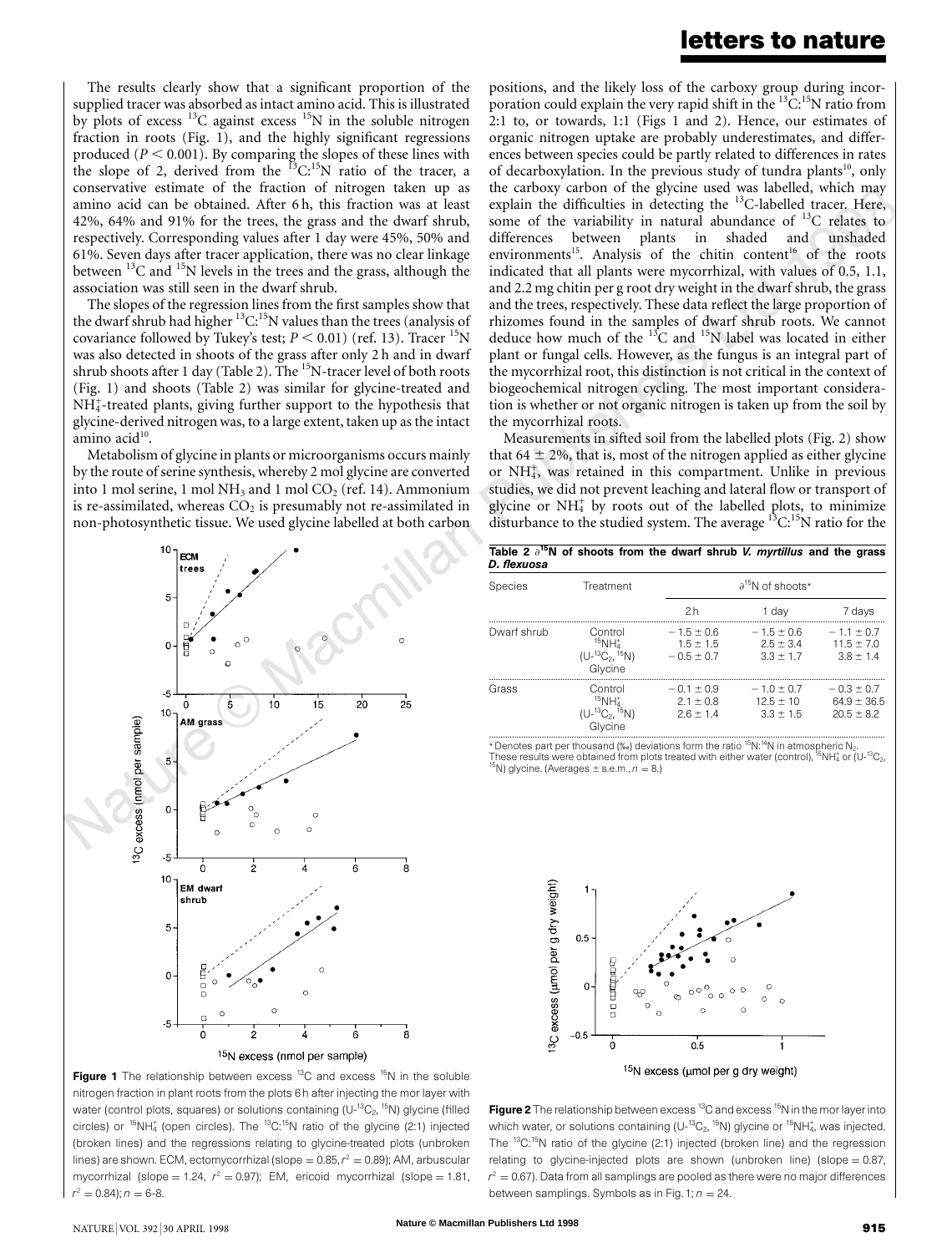The results clearly show that a significant proportion of the supplied tracer was absorbed as intact amino acid. This is illustrated by plots of excess $^{13}C$ against excess $^{15}N$ in the soluble nitrogen fraction in roots (Fig. 1), and the highly significant regressions produced ($P < 0.001$). By comparing the slopes of these lines with the slope of 2, derived from the $^{13}C$:$^{15}N$ ratio of the tracer, a conservative estimate of the fraction of nitrogen taken up as amino acid can be obtained. After 6 h, this fraction was at least 42%, 64% and 91% for the trees, the grass and the dwarf shrub, respectively. Corresponding values after 1 day were 45%, 50% and 61%. Seven days after tracer application, there was no clear linkage between $^{13}C$ and $^{15}N$ levels in the trees and the grass, although the association was still seen in the dwarf shrub.

The slopes of the regression lines from the first samples show that the dwarf shrub had higher $^{13}C$:$^{15}N$ values than the trees (analysis of covariance followed by Tukey's test; $P < 0.01$) (ref. 13). Tracer $^{15}N$ was also detected in shoots of the grass after only 2 h and in dwarf shrub shoots after 1 day (Table 2). The $^{15}N$-tracer level of both roots (Fig. 1) and shoots (Table 2) was similar for glycine-treated and $NH_4^+$-treated plants, giving further support to the hypothesis that glycine-derived nitrogen was, to a large extent, taken up as the intact amino acid[10].

Metabolism of glycine in plants or microorganisms occurs mainly by the route of serine synthesis, whereby 2 mol glycine are converted into 1 mol serine, 1 mol $NH_3$ and 1 mol $CO_2$ (ref. 14). Ammonium is re-assimilated, whereas $CO_2$ is presumably not re-assimilated in non-photosynthetic tissue. We used glycine labelled at both carbon positions, and the likely loss of the carboxy group during incorporation could explain the very rapid shift in the $^{13}C$:$^{15}N$ ratio from 2:1 to, or towards, 1:1 (Figs 1 and 2). Hence, our estimates of organic nitrogen uptake are probably underestimates, and differences between species could be partly related to differences in rates of decarboxylation. In the previous study of tundra plants[10], only the carboxy carbon of the glycine used was labelled, which may explain the difficulties in detecting the $^{13}C$-labelled tracer. Here, some of the variability in natural abundance of $^{13}C$ relates to differences between plants in shaded and unshaded environments[15]. Analysis of the chitin content[16] of the roots indicated that all plants were mycorrhizal, with values of 0.5, 1.1, and 2.2 mg chitin per g root dry weight in the dwarf shrub, the grass and the trees, respectively. These data reflect the large proportion of rhizomes found in the samples of dwarf shrub roots. We cannot deduce how much of the $^{13}C$ and $^{15}N$ label was located in either plant or fungal cells. However, as the fungus is an integral part of the mycorrhizal root, this distinction is not critical in the context of biogeochemical nitrogen cycling. The most important consideration is whether or not organic nitrogen is taken up from the soil by the mycorrhizal roots.

Measurements in sifted soil from the labelled plots (Fig. 2) show that 64 ± 2%, that is, most of the nitrogen applied as either glycine or $NH_4^+$, was retained in this compartment. Unlike in previous studies, we did not prevent leaching and lateral flow or transport of glycine or $NH_4^+$ by roots out of the labelled plots, to minimize disturbance to the studied system. The average $^{13}C$:$^{15}N$ ratio for the

**Figure 1** The relationship between excess $^{13}C$ and excess $^{15}N$ in the soluble nitrogen fraction in plant roots from the plots 6 h after injecting the mor layer with water (control plots, squares) or solutions containing (U-$^{13}C_2$, $^{15}N$) glycine (filled circles) or $^{15}NH_4^+$ (open circles). The $^{13}C$:$^{15}N$ ratio of the glycine (2:1) injected (broken lines) and the regressions relating to glycine-treated plots (unbroken lines) are shown. ECM, ectomycorrhizal (slope = 0.85, $r^2 = 0.89$); AM, arbuscular mycorrhizal (slope = 1.24, $r^2 = 0.97$); EM, ericoid mycorrhizal (slope = 1.81, $r^2 = 0.84$); $n$ = 6–8.

**Table 2** $\partial^{15}N$ of shoots from the dwarf shrub *V. myrtillus* and the grass *D. flexuosa*

| Species | Treatment | $\partial^{15}N$ of shoots* | | |
|---|---|---|---|---|
| | | 2 h | 1 day | 7 days |
| Dwarf shrub | Control | −1.5 ± 0.6 | −1.5 ± 0.6 | −1.1 ± 0.7 |
| | $^{15}NH_4^+$ | 1.5 ± 1.5 | 2.5 ± 3.4 | 11.5 ± 7.0 |
| | (U-$^{13}C_2$, $^{15}N$) Glycine | −0.5 ± 0.7 | 3.3 ± 1.7 | 3.8 ± 1.4 |
| Grass | Control | −0.1 ± 0.9 | −1.0 ± 0.7 | −0.3 ± 0.7 |
| | $^{15}NH_4^+$ | 2.1 ± 0.8 | 12.5 ± 10 | 64.9 ± 36.5 |
| | (U-$^{13}C_2$, $^{15}N$) Glycine | 2.6 ± 1.4 | 3.3 ± 1.5 | 20.5 ± 8.2 |

\* Denotes part per thousand (‰) deviations form the ratio $^{15}N$:$^{14}N$ in atmospheric $N_2$. These results were obtained from plots treated with either water (control), $^{15}NH_4^+$ or (U-$^{13}C_2$, $^{15}N$) glycine. (Averages ± s.e.m., $n$ = 8.)

**Figure 2** The relationship between excess $^{13}C$ and excess $^{15}N$ in the mor layer into which water, or solutions containing (U-$^{13}C_2$, $^{15}N$) glycine or $^{15}NH_4^+$, was injected. The $^{13}C$:$^{15}N$ ratio of the glycine (2:1) injected (broken line) and the regression relating to glycine-injected plots are shown (unbroken line) (slope = 0.87, $r^2 = 0.67$). Data from all samplings are pooled as there were no major differences between samplings. Symbols as in Fig. 1; $n$ = 24.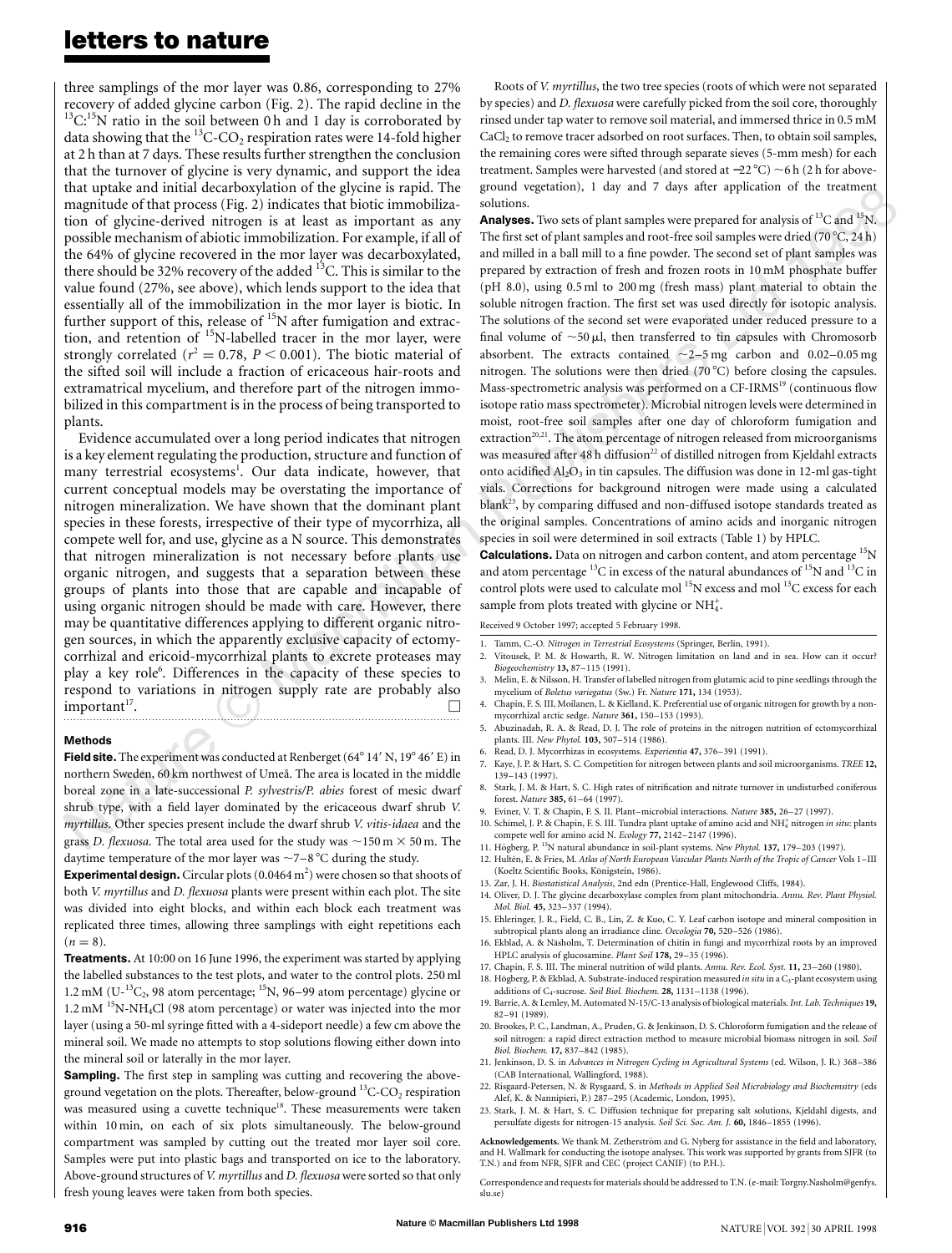three samplings of the mor layer was 0.86, corresponding to 27% recovery of added glycine carbon (Fig. 2). The rapid decline in the $^{13}$C:$^{15}$N ratio in the soil between 0 h and 1 day is corroborated by data showing that the $^{13}$C-$CO_2$ respiration rates were 14-fold higher at 2 h than at 7 days. These results further strengthen the conclusion that the turnover of glycine is very dynamic, and support the idea that uptake and initial decarboxylation of the glycine is rapid. The magnitude of that process (Fig. 2) indicates that biotic immobilization of glycine-derived nitrogen is at least as important as any possible mechanism of abiotic immobilization. For example, if all of the 64% of glycine recovered in the mor layer was decarboxylated, there should be 32% recovery of the added $^{13}$C. This is similar to the value found (27%, see above), which lends support to the idea that essentially all of the immobilization in the mor layer is biotic. In further support of this, release of $^{15}$N after fumigation and extraction, and retention of $^{15}$N-labelled tracer in the mor layer, were strongly correlated ($r^2 = 0.78$, $P < 0.001$). The biotic material of the sifted soil will include a fraction of ericaceous hair-roots and extramatrical mycelium, and therefore part of the nitrogen immobilized in this compartment is in the process of being transported to plants.

Evidence accumulated over a long period indicates that nitrogen is a key element regulating the production, structure and function of many terrestrial ecosystems[1]. Our data indicate, however, that current conceptual models may be overstating the importance of nitrogen mineralization. We have shown that the dominant plant species in these forests, irrespective of their type of mycorrhiza, all compete well for, and use, glycine as a N source. This demonstrates that nitrogen mineralization is not necessary before plants use organic nitrogen, and suggests that a separation between these groups of plants into those that are capable and incapable of using organic nitrogen should be made with care. However, there may be quantitative differences applying to different organic nitrogen sources, in which the apparently exclusive capacity of ectomycorrhizal and ericoid-mycorrhizal plants to excrete proteases may play a key role[6]. Differences in the capacity of these species to respond to variations in nitrogen supply rate are probably also important[17]. □

## Methods

**Field site.** The experiment was conducted at Renberget (64° 14′ N, 19° 46′ E) in northern Sweden, 60 km northwest of Umeå. The area is located in the middle boreal zone in a late-successional *P. sylvestris*/*P. abies* forest of mesic dwarf shrub type, with a field layer dominated by the ericaceous dwarf shrub *V. myrtillus*. Other species present include the dwarf shrub *V. vitis-idaea* and the grass *D. flexuosa*. The total area used for the study was ~150 m × 50 m. The daytime temperature of the mor layer was ~7–8 °C during the study.

**Experimental design.** Circular plots (0.0464 m$^2$) were chosen so that shoots of both *V. myrtillus* and *D. flexuosa* plants were present within each plot. The site was divided into eight blocks, and within each block each treatment was replicated three times, allowing three samplings with eight repetitions each ($n = 8$).

**Treatments.** At 10:00 on 16 June 1996, the experiment was started by applying the labelled substances to the test plots, and water to the control plots. 250 ml 1.2 mM (U-$^{13}C_2$, 98 atom percentage; $^{15}$N, 96–99 atom percentage) glycine or 1.2 mM $^{15}$N-$NH_4$Cl (98 atom percentage) or water was injected into the mor layer (using a 50-ml syringe fitted with a 4-sideport needle) a few cm above the mineral soil. We made no attempts to stop solutions flowing either down into the mineral soil or laterally in the mor layer.

**Sampling.** The first step in sampling was cutting and recovering the above-ground vegetation on the plots. Thereafter, below-ground $^{13}$C-$CO_2$ respiration was measured using a cuvette technique[18]. These measurements were taken within 10 min, on each of six plots simultaneously. The below-ground compartment was sampled by cutting out the treated mor layer soil core. Samples were put into plastic bags and transported on ice to the laboratory. Above-ground structures of *V. myrtillus* and *D. flexuosa* were sorted so that only fresh young leaves were taken from both species.

Roots of *V. myrtillus*, the two tree species (roots of which were not separated by species) and *D. flexuosa* were carefully picked from the soil core, thoroughly rinsed under tap water to remove soil material, and immersed thrice in 0.5 mM $CaCl_2$ to remove tracer adsorbed on root surfaces. Then, to obtain soil samples, the remaining cores were sifted through separate sieves (5-mm mesh) for each treatment. Samples were harvested (and stored at −22 °C) ~6 h (2 h for above-ground vegetation), 1 day and 7 days after application of the treatment solutions.

**Analyses.** Two sets of plant samples were prepared for analysis of $^{13}$C and $^{15}$N. The first set of plant samples and root-free soil samples were dried (70 °C, 24 h) and milled in a ball mill to a fine powder. The second set of plant samples was prepared by extraction of fresh and frozen roots in 10 mM phosphate buffer (pH 8.0), using 0.5 ml to 200 mg (fresh mass) plant material to obtain the soluble nitrogen fraction. The first set was used directly for isotopic analysis. The solutions of the second set were evaporated under reduced pressure to a final volume of ~50 µl, then transferred to tin capsules with Chromosorb absorbent. The extracts contained ~2–5 mg carbon and 0.02–0.05 mg nitrogen. The solutions were then dried (70 °C) before closing the capsules. Mass-spectrometric analysis was performed on a CF-IRMS[19] (continuous flow isotope ratio mass spectrometer). Microbial nitrogen levels were determined in moist, root-free soil samples after one day of chloroform fumigation and extraction[20,21]. The atom percentage of nitrogen released from microorganisms was measured after 48 h diffusion[22] of distilled nitrogen from Kjeldahl extracts onto acidified $Al_2O_3$ in tin capsules. The diffusion was done in 12-ml gas-tight vials. Corrections for background nitrogen were made using a calculated blank[23], by comparing diffused and non-diffused isotope standards treated as the original samples. Concentrations of amino acids and inorganic nitrogen species in soil were determined in soil extracts (Table 1) by HPLC.

**Calculations.** Data on nitrogen and carbon content, and atom percentage $^{15}$N and atom percentage $^{13}$C in excess of the natural abundances of $^{15}$N and $^{13}$C in control plots were used to calculate mol $^{15}$N excess and mol $^{13}$C excess for each sample from plots treated with glycine or $NH_4^+$.

Received 9 October 1997; accepted 5 February 1998.

1. Tamm, C.-O. *Nitrogen in Terrestrial Ecosystems* (Springer, Berlin, 1991).
2. Vitousek, P. M. & Howarth, R. W. Nitrogen limitation on land and in sea. How can it occur? *Biogeochemistry* **13,** 87–115 (1991).
3. Melin, E. & Nilsson, H. Transfer of labelled nitrogen from glutamic acid to pine seedlings through the mycelium of *Boletus variegatus* (Sw.) Fr. *Nature* **171,** 134 (1953).
4. Chapin, F. S. III, Moilanen, L. & Kielland, K. Preferential use of organic nitrogen for growth by a non-mycorrhizal arctic sedge. *Nature* **361,** 150–153 (1993).
5. Abuzinadah, R. A. & Read, D. J. The role of proteins in the nitrogen nutrition of ectomycorrhizal plants. III. *New Phytol.* **103,** 507–514 (1986).
6. Read, D. J. Mycorrhizas in ecosystems. *Experientia* **47,** 376–391 (1991).
7. Kaye, J. P. & Hart, S. C. Competition for nitrogen between plants and soil microorganisms. *TREE* **12,** 139–143 (1997).
8. Stark, J. M. & Hart, S. C. High rates of nitrification and nitrate turnover in undisturbed coniferous forest. *Nature* **385,** 61–64 (1997).
9. Eviner, V. T. & Chapin, F. S. II. Plant–microbial interactions. *Nature* **385,** 26–27 (1997).
10. Schimel, J. P. & Chapin, F. S. III. Tundra plant uptake of amino acid and $NH_4^+$ nitrogen *in situ*: plants compete well for amino acid N. *Ecology* **77,** 2142–2147 (1996).
11. Högberg, P. $^{15}$N natural abundance in soil-plant systems. *New Phytol.* **137,** 179–203 (1997).
12. Hultén, E. & Fries, M. *Atlas of North European Vascular Plants North of the Tropic of Cancer* Vols I–III (Koeltz Scientific Books, Königstein, 1986).
13. Zar, J. H. *Biostatistical Analysis*, 2nd edn (Prentice-Hall, Englewood Cliffs, 1984).
14. Oliver, D. J. The glycine decarboxylase complex from plant mitochondria. *Annu. Rev. Plant Physiol. Mol. Biol.* **45,** 323–337 (1994).
15. Ehleringer, J. R., Field, C. B., Lin, Z. & Kuo, C. Y. Leaf carbon isotope and mineral composition in subtropical plants along an irradiance cline. *Oecologia* **70,** 520–526 (1986).
16. Ekblad, A. & Näsholm, T. Determination of chitin in fungi and mycorrhizal roots by an improved HPLC analysis of glucosamine. *Plant Soil* **178,** 29–35 (1996).
17. Chapin, F. S. III. The mineral nutrition of wild plants. *Annu. Rev. Ecol. Syst.* **11,** 23–260 (1980).
18. Högberg, P. & Ekblad, A. Substrate-induced respiration measured *in situ* in a $C_3$-plant ecosystem using additions of $C_4$-sucrose. *Soil Biol. Biochem.* **28,** 1131–1138 (1996).
19. Barrie, A. & Lemley, M. Automated N-15/C-13 analysis of biological materials. *Int. Lab. Techniques* **19,** 82–91 (1989).
20. Brookes, P. C., Landman, A., Pruden, G. & Jenkinson, D. S. Chloroform fumigation and the release of soil nitrogen: a rapid direct extraction method to measure microbial biomass nitrogen in soil. *Soil Biol. Biochem.* **17,** 837–842 (1985).
21. Jenkinson, D. S. in *Advances in Nitrogen Cycling in Agricultural Systems* (ed. Wilson, J. R.) 368–386 (CAB International, Wallingford, 1988).
22. Risgaard-Petersen, N. & Rysgaard, S. in *Methods in Applied Soil Microbiology and Biochemsitry* (eds Alef, K. & Nannipieri, P.) 287–295 (Academic, London, 1995).
23. Stark, J. M. & Hart, S. C. Diffusion technique for preparing salt solutions, Kjeldahl digests, and persulfate digests for nitrogen-15 analysis. *Soil Sci. Soc. Am. J.* **60,** 1846–1855 (1996).

**Acknowledgements.** We thank M. Zetherström and G. Nyberg for assistance in the field and laboratory, and H. Wallmark for conducting the isotope analyses. This work was supported by grants from SJFR (to T.N.) and from NFR, SJFR and CEC (project CANIF) (to P.H.).

Correspondence and requests for materials should be addressed to T.N. (e-mail: Torgny.Nasholm@genfys.slu.se)